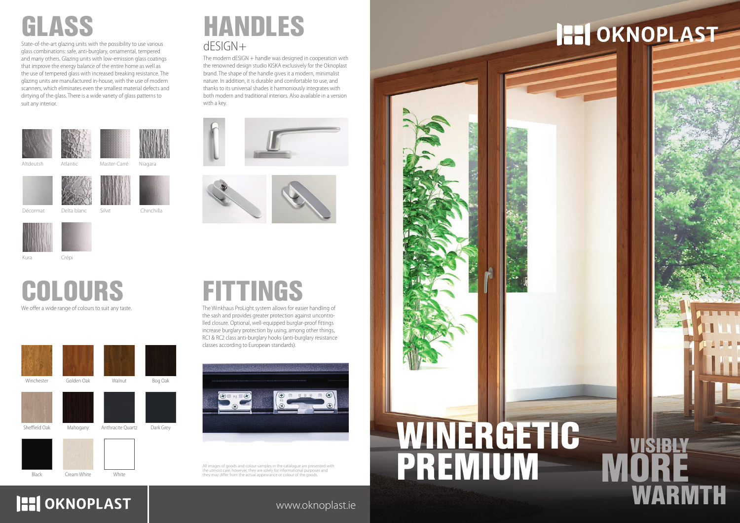# GLASS

State-of-the-art glazing units with the possibility to use various glass combinations: safe, anti-burglary, ornamental, tempered and many others. Glazing units with low-emission glass coatings that improve the energy balance of the entire home as well as the use of tempered glass with increased breaking resistance. The glazing units are manufactured in-house, with the use of modern scanners, which eliminates even the smallest material defects and dirtying of the glass. There is a wide variety of glass patterns to suit any interior.

Altdeutsh | Atlantic | Master-Carré | Niagara

Décormat | Delta blanc | Silvit | Chinchilla

Kura | Crépi

# HANDLES

## dESIGN+

The modern dESIGN + handle was designed in cooperation with the renowned design studio KISKA exclusively for the Oknoplast brand. The shape of the handle gives it a modern, minimalist nature. In addition, it is durable and comfortable to use, and thanks to its universal shades it harmoniously integrates with both modern and traditional interiors. Also available in a version with a key.

# COLOURS

We offer a wide range of colours to suit any taste.

Winchester | Golden Oak | Walnut | Bog Oak

Sheffield Oak | Mahogany | Anthracite Quartz | Dark Grey

Black | Cream White | White

# FITTINGS

The Winkhaus ProLight system allows for easier handling of the sash and provides greater protection against uncontrolled closure. Optional, well-equipped burglar-proof fittings increase burglary protection by using, among other things, RC1 & RC2 class anti-burglary hooks (anti-burglary resistance classes according to European standards).

All images of goods and colour samples in the catalogue are presented with the utmost care, however, they are solely for informational purposes and they may differ from the actual appearance or colour of the goods.

OKNOPLAST

www.oknoplast.ie

OKNOPLAST

# WINERGETIC PREMIUM

VISIBLY MORE WARMTH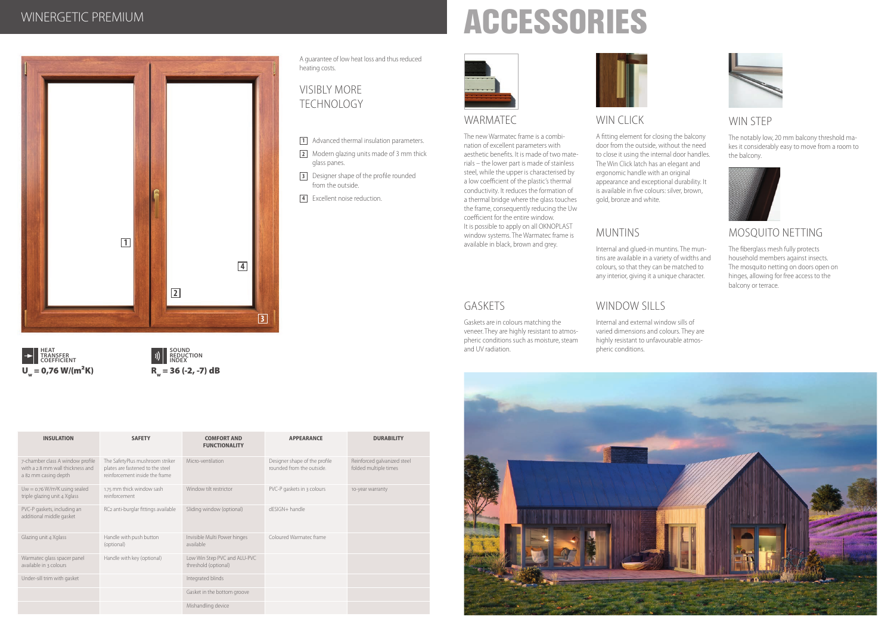# WINERGETIC PREMIUM

A guarantee of low heat loss and thus reduced heating costs.

## VISIBLY MORE TECHNOLOGY

1. Advanced thermal insulation parameters.
2. Modern glazing units made of 3 mm thick glass panes.
3. Designer shape of the profile rounded from the outside.
4. Excellent noise reduction.

HEAT TRANSFER COEFFICIENT
$U_w$ = 0,76 W/(m²K)

SOUND REDUCTION INDEX
$R_w$ = 36 (-2, -7) dB

| INSULATION | SAFETY | COMFORT AND FUNCTIONALITY | APPEARANCE | DURABILITY |
|---|---|---|---|---|
| 7-chamber class A window profile with a 2.8 mm wall thickness and a 82 mm casing depth | The SafetyPlus mushroom striker plates are fastened to the steel reinforcement inside the frame | Micro-ventilation | Designer shape of the profile rounded from the outside. | Reinforced galvanized steel folded multiple times |
| Uw = 0.76 W/m²K using sealed triple glazing unit 4 Xglass | 1.75 mm thick window sash reinforcement | Window tilt restrictor | PVC-P gaskets in 3 colours | 10-year warranty |
| PVC-P gaskets, including an additional middle gasket | RC2 anti-burglar fittings available | Sliding window (optional) | dESIGN+ handle | |
| Glazing unit 4 Xglass | Handle with push button (optional) | Invisible Multi Power hinges available | Coloured Warmatec frame | |
| Warmatec glass spacer panel available in 3 colours | Handle with key (optional) | Low Win Step PVC and ALU-PVC threshold (optional) | | |
| Under-sill trim with gasket | | Integrated blinds | | |
| | | Gasket in the bottom groove | | |
| | | Mishandling device | | |

# ACCESSORIES

## WARMATEC

The new Warmatec frame is a combination of excellent parameters with aesthetic benefits. It is made of two materials – the lower part is made of stainless steel, while the upper is characterised by a low coefficient of the plastic's thermal conductivity. It reduces the formation of a thermal bridge where the glass touches the frame, consequently reducing the Uw coefficient for the entire window.
It is possible to apply on all OKNOPLAST window systems. The Warmatec frame is available in black, brown and grey.

## WIN CLICK

A fitting element for closing the balcony door from the outside, without the need to close it using the internal door handles. The Win Click latch has an elegant and ergonomic handle with an original appearance and exceptional durability. It is available in five colours: silver, brown, gold, bronze and white.

## WIN STEP

The notably low, 20 mm balcony threshold makes it considerably easy to move from a room to the balcony.

## MUNTINS

Internal and glued-in muntins. The muntins are available in a variety of widths and colours, so that they can be matched to any interior, giving it a unique character.

## MOSQUITO NETTING

The fiberglass mesh fully protects household members against insects. The mosquito netting on doors open on hinges, allowing for free access to the balcony or terrace.

## GASKETS

Gaskets are in colours matching the veneer. They are highly resistant to atmospheric conditions such as moisture, steam and UV radiation.

## WINDOW SILLS

Internal and external window sills of varied dimensions and colours. They are highly resistant to unfavourable atmospheric conditions.